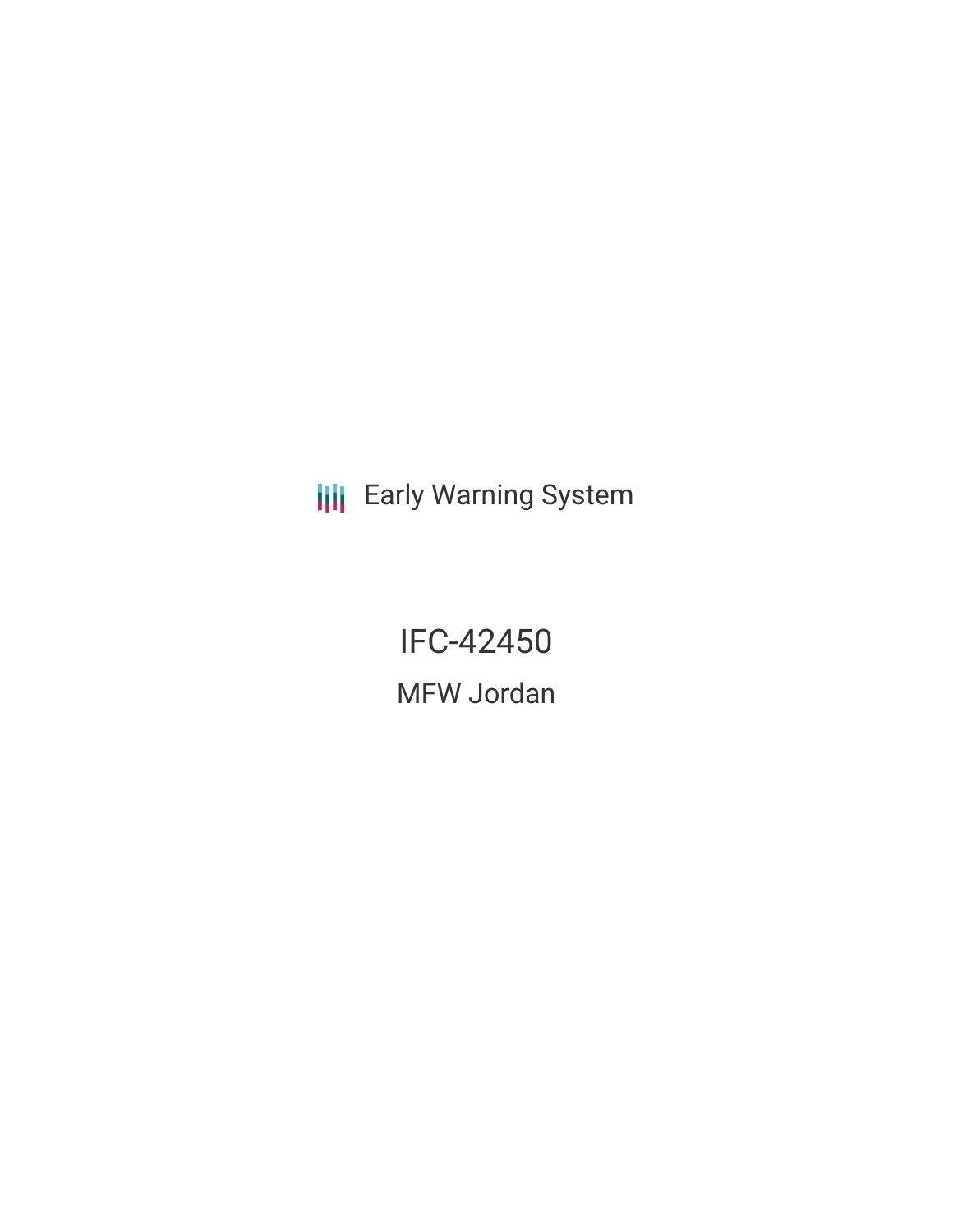Early Warning System

# IFC-42450

## MFW Jordan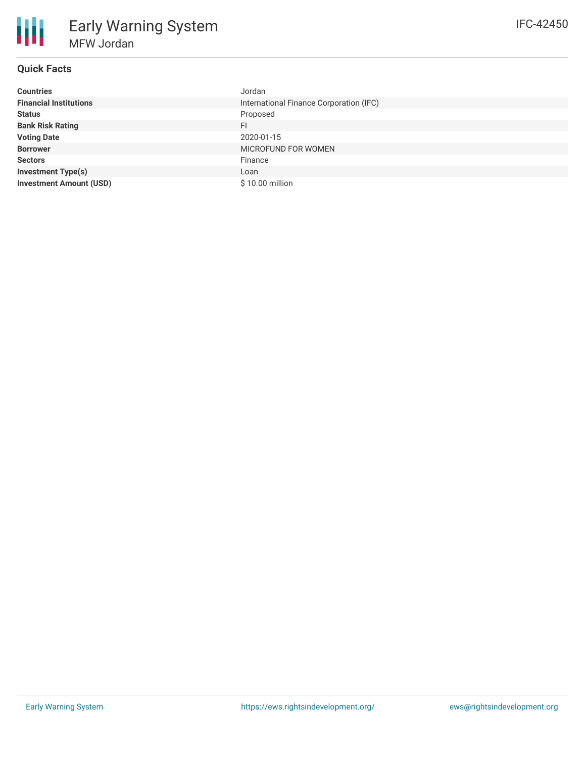# Early Warning System

## MFW Jordan

IFC-42450

### Quick Facts

| | |
|---|---|
| **Countries** | Jordan |
| **Financial Institutions** | International Finance Corporation (IFC) |
| **Status** | Proposed |
| **Bank Risk Rating** | FI |
| **Voting Date** | 2020-01-15 |
| **Borrower** | MICROFUND FOR WOMEN |
| **Sectors** | Finance |
| **Investment Type(s)** | Loan |
| **Investment Amount (USD)** | $ 10.00 million |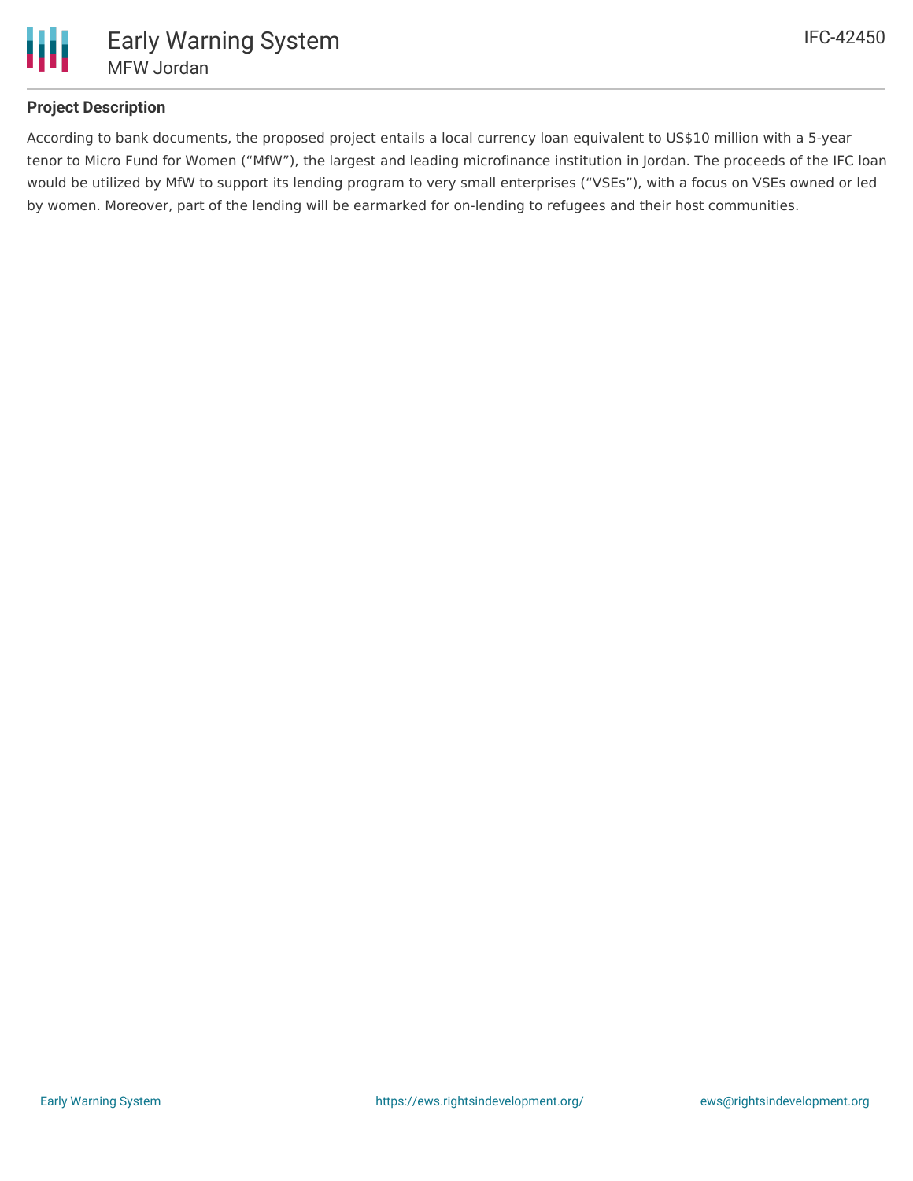### Project Description

According to bank documents, the proposed project entails a local currency loan equivalent to US$10 million with a 5-year tenor to Micro Fund for Women ("MfW"), the largest and leading microfinance institution in Jordan. The proceeds of the IFC loan would be utilized by MfW to support its lending program to very small enterprises ("VSEs"), with a focus on VSEs owned or led by women. Moreover, part of the lending will be earmarked for on-lending to refugees and their host communities.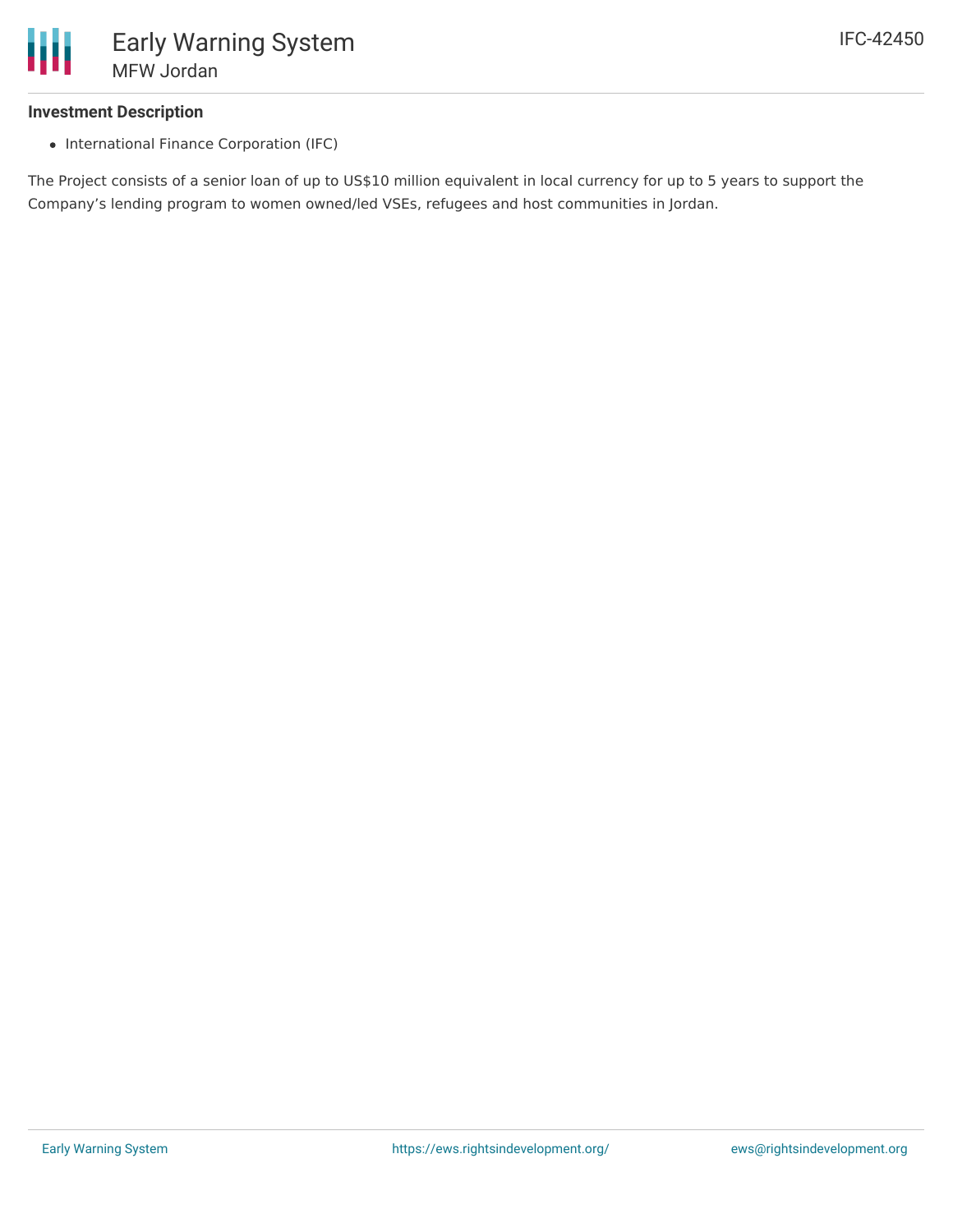### Investment Description

- International Finance Corporation (IFC)

The Project consists of a senior loan of up to US$10 million equivalent in local currency for up to 5 years to support the Company's lending program to women owned/led VSEs, refugees and host communities in Jordan.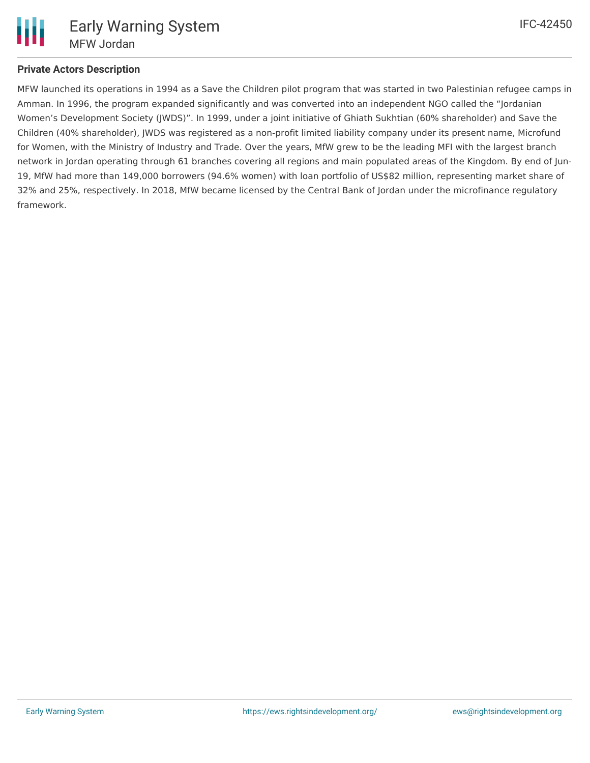**Private Actors Description**

MFW launched its operations in 1994 as a Save the Children pilot program that was started in two Palestinian refugee camps in Amman. In 1996, the program expanded significantly and was converted into an independent NGO called the "Jordanian Women's Development Society (JWDS)". In 1999, under a joint initiative of Ghiath Sukhtian (60% shareholder) and Save the Children (40% shareholder), JWDS was registered as a non-profit limited liability company under its present name, Microfund for Women, with the Ministry of Industry and Trade. Over the years, MfW grew to be the leading MFI with the largest branch network in Jordan operating through 61 branches covering all regions and main populated areas of the Kingdom. By end of Jun-19, MfW had more than 149,000 borrowers (94.6% women) with loan portfolio of US$82 million, representing market share of 32% and 25%, respectively. In 2018, MfW became licensed by the Central Bank of Jordan under the microfinance regulatory framework.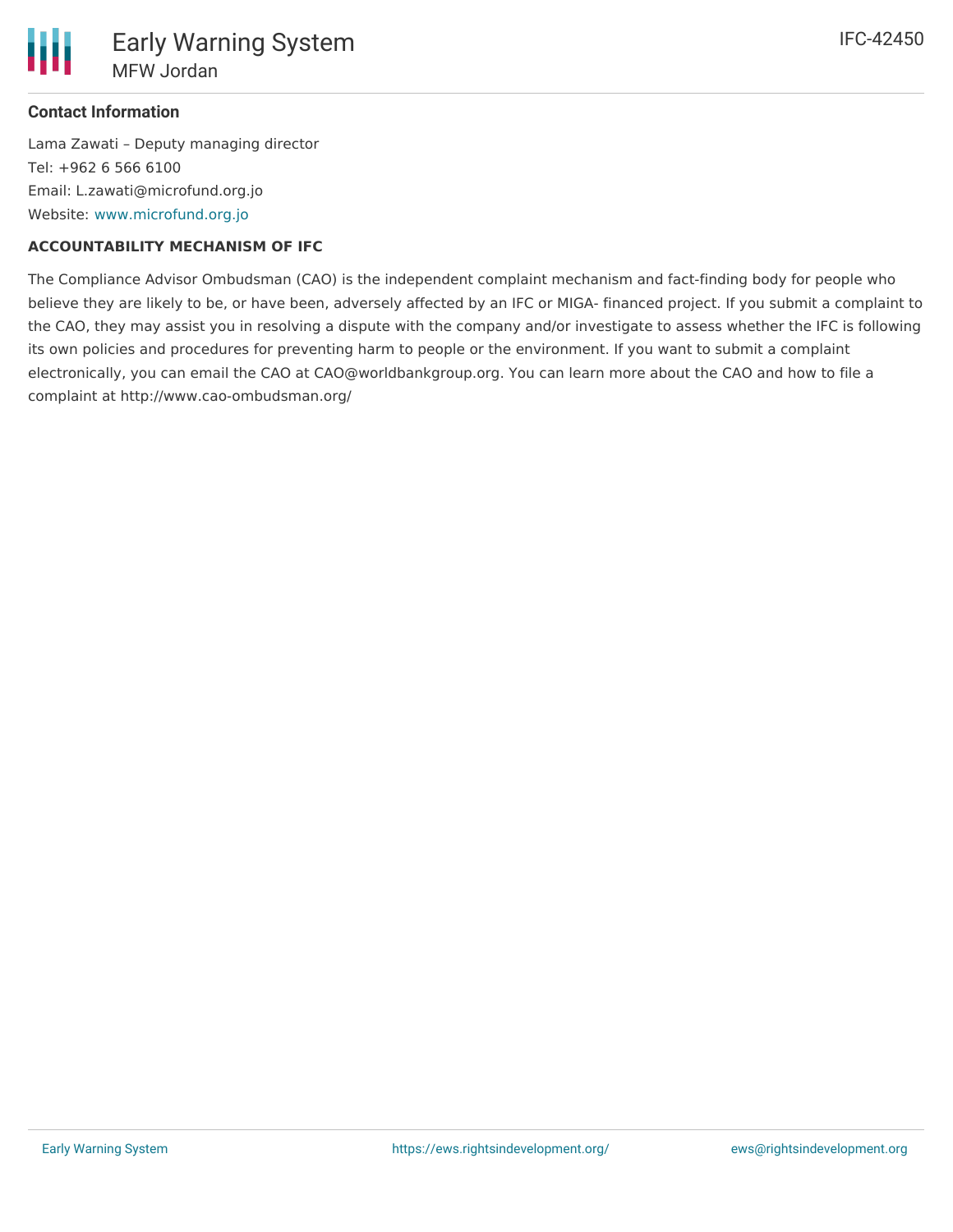#### Contact Information

Lama Zawati – Deputy managing director
Tel: +962 6 566 6100
Email: L.zawati@microfund.org.jo
Website: www.microfund.org.jo

#### ACCOUNTABILITY MECHANISM OF IFC

The Compliance Advisor Ombudsman (CAO) is the independent complaint mechanism and fact-finding body for people who believe they are likely to be, or have been, adversely affected by an IFC or MIGA- financed project. If you submit a complaint to the CAO, they may assist you in resolving a dispute with the company and/or investigate to assess whether the IFC is following its own policies and procedures for preventing harm to people or the environment. If you want to submit a complaint electronically, you can email the CAO at CAO@worldbankgroup.org. You can learn more about the CAO and how to file a complaint at http://www.cao-ombudsman.org/